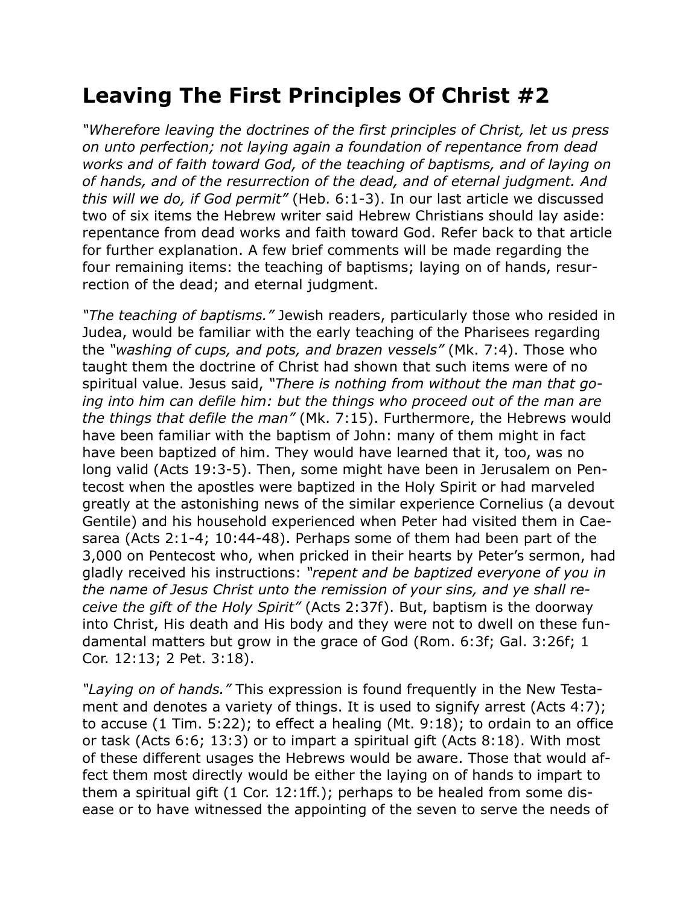# Leaving The First Principles Of Christ #2

*"Wherefore leaving the doctrines of the first principles of Christ, let us press on unto perfection; not laying again a foundation of repentance from dead works and of faith toward God, of the teaching of baptisms, and of laying on of hands, and of the resurrection of the dead, and of eternal judgment. And this will we do, if God permit"* (Heb. 6:1-3). In our last article we discussed two of six items the Hebrew writer said Hebrew Christians should lay aside: repentance from dead works and faith toward God. Refer back to that article for further explanation. A few brief comments will be made regarding the four remaining items: the teaching of baptisms; laying on of hands, resurrection of the dead; and eternal judgment.

*"The teaching of baptisms."* Jewish readers, particularly those who resided in Judea, would be familiar with the early teaching of the Pharisees regarding the *"washing of cups, and pots, and brazen vessels"* (Mk. 7:4). Those who taught them the doctrine of Christ had shown that such items were of no spiritual value. Jesus said, *"There is nothing from without the man that going into him can defile him: but the things who proceed out of the man are the things that defile the man"* (Mk. 7:15). Furthermore, the Hebrews would have been familiar with the baptism of John: many of them might in fact have been baptized of him. They would have learned that it, too, was no long valid (Acts 19:3-5). Then, some might have been in Jerusalem on Pentecost when the apostles were baptized in the Holy Spirit or had marveled greatly at the astonishing news of the similar experience Cornelius (a devout Gentile) and his household experienced when Peter had visited them in Caesarea (Acts 2:1-4; 10:44-48). Perhaps some of them had been part of the 3,000 on Pentecost who, when pricked in their hearts by Peter's sermon, had gladly received his instructions: *"repent and be baptized everyone of you in the name of Jesus Christ unto the remission of your sins, and ye shall receive the gift of the Holy Spirit"* (Acts 2:37f). But, baptism is the doorway into Christ, His death and His body and they were not to dwell on these fundamental matters but grow in the grace of God (Rom. 6:3f; Gal. 3:26f; 1 Cor. 12:13; 2 Pet. 3:18).

*"Laying on of hands."* This expression is found frequently in the New Testament and denotes a variety of things. It is used to signify arrest (Acts 4:7); to accuse (1 Tim. 5:22); to effect a healing (Mt. 9:18); to ordain to an office or task (Acts 6:6; 13:3) or to impart a spiritual gift (Acts 8:18). With most of these different usages the Hebrews would be aware. Those that would affect them most directly would be either the laying on of hands to impart to them a spiritual gift (1 Cor. 12:1ff.); perhaps to be healed from some disease or to have witnessed the appointing of the seven to serve the needs of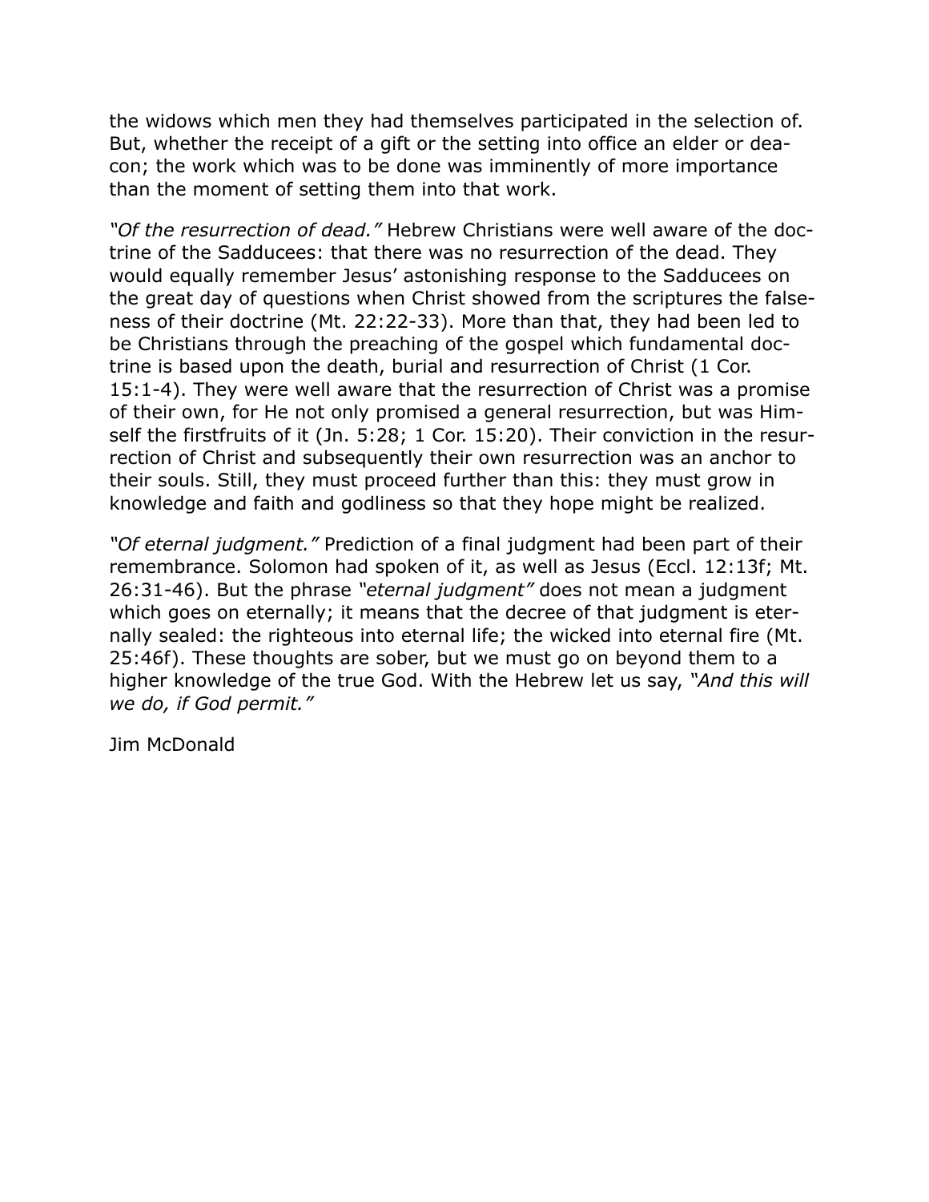the widows which men they had themselves participated in the selection of. But, whether the receipt of a gift or the setting into office an elder or deacon; the work which was to be done was imminently of more importance than the moment of setting them into that work.

*"Of the resurrection of dead."* Hebrew Christians were well aware of the doctrine of the Sadducees: that there was no resurrection of the dead. They would equally remember Jesus' astonishing response to the Sadducees on the great day of questions when Christ showed from the scriptures the falseness of their doctrine (Mt. 22:22-33). More than that, they had been led to be Christians through the preaching of the gospel which fundamental doctrine is based upon the death, burial and resurrection of Christ (1 Cor. 15:1-4). They were well aware that the resurrection of Christ was a promise of their own, for He not only promised a general resurrection, but was Himself the firstfruits of it (Jn. 5:28; 1 Cor. 15:20). Their conviction in the resurrection of Christ and subsequently their own resurrection was an anchor to their souls. Still, they must proceed further than this: they must grow in knowledge and faith and godliness so that they hope might be realized.

*"Of eternal judgment."* Prediction of a final judgment had been part of their remembrance. Solomon had spoken of it, as well as Jesus (Eccl. 12:13f; Mt. 26:31-46). But the phrase *"eternal judgment"* does not mean a judgment which goes on eternally; it means that the decree of that judgment is eternally sealed: the righteous into eternal life; the wicked into eternal fire (Mt. 25:46f). These thoughts are sober, but we must go on beyond them to a higher knowledge of the true God. With the Hebrew let us say, *"And this will we do, if God permit."*

Jim McDonald